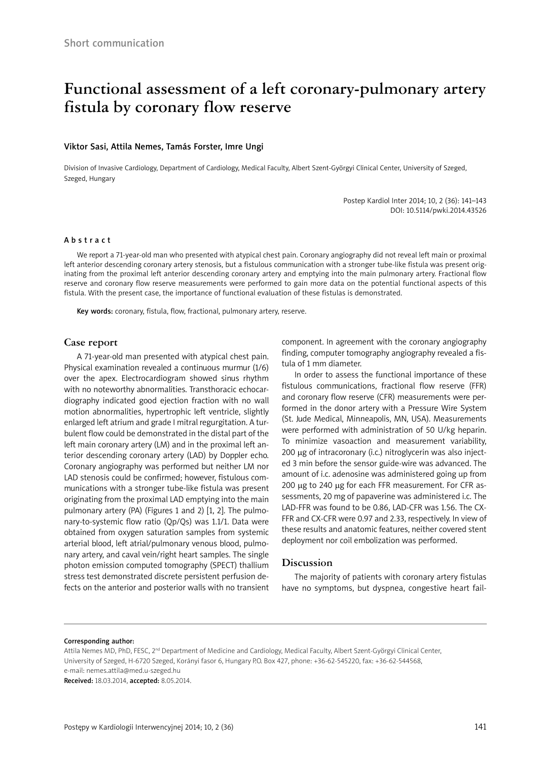Short communication

# Functional assessment of a left coronary-pulmonary artery fistula by coronary flow reserve

Viktor Sasi, Attila Nemes, Tamás Forster, Imre Ungi

Division of Invasive Cardiology, Department of Cardiology, Medical Faculty, Albert Szent-Györgyi Clinical Center, University of Szeged, Szeged, Hungary

Postep Kardiol Inter 2014; 10, 2 (36): 141–143
DOI: 10.5114/pwki.2014.43526

## Abstract

We report a 71-year-old man who presented with atypical chest pain. Coronary angiography did not reveal left main or proximal left anterior descending coronary artery stenosis, but a fistulous communication with a stronger tube-like fistula was present originating from the proximal left anterior descending coronary artery and emptying into the main pulmonary artery. Fractional flow reserve and coronary flow reserve measurements were performed to gain more data on the potential functional aspects of this fistula. With the present case, the importance of functional evaluation of these fistulas is demonstrated.

**Key words:** coronary, fistula, flow, fractional, pulmonary artery, reserve.

## Case report

A 71-year-old man presented with atypical chest pain. Physical examination revealed a continuous murmur (1/6) over the apex. Electrocardiogram showed sinus rhythm with no noteworthy abnormalities. Transthoracic echocardiography indicated good ejection fraction with no wall motion abnormalities, hypertrophic left ventricle, slightly enlarged left atrium and grade I mitral regurgitation. A turbulent flow could be demonstrated in the distal part of the left main coronary artery (LM) and in the proximal left anterior descending coronary artery (LAD) by Doppler echo. Coronary angiography was performed but neither LM nor LAD stenosis could be confirmed; however, fistulous communications with a stronger tube-like fistula was present originating from the proximal LAD emptying into the main pulmonary artery (PA) (Figures 1 and 2) [1, 2]. The pulmonary-to-systemic flow ratio (Qp/Qs) was 1.1/1. Data were obtained from oxygen saturation samples from systemic arterial blood, left atrial/pulmonary venous blood, pulmonary artery, and caval vein/right heart samples. The single photon emission computed tomography (SPECT) thallium stress test demonstrated discrete persistent perfusion defects on the anterior and posterior walls with no transient component. In agreement with the coronary angiography finding, computer tomography angiography revealed a fistula of 1 mm diameter.

In order to assess the functional importance of these fistulous communications, fractional flow reserve (FFR) and coronary flow reserve (CFR) measurements were performed in the donor artery with a Pressure Wire System (St. Jude Medical, Minneapolis, MN, USA). Measurements were performed with administration of 50 U/kg heparin. To minimize vasoaction and measurement variability, 200 μg of intracoronary (i.c.) nitroglycerin was also injected 3 min before the sensor guide-wire was advanced. The amount of i.c. adenosine was administered going up from 200 μg to 240 μg for each FFR measurement. For CFR assessments, 20 mg of papaverine was administered i.c. The LAD-FFR was found to be 0.86, LAD-CFR was 1.56. The CX-FFR and CX-CFR were 0.97 and 2.33, respectively. In view of these results and anatomic features, neither covered stent deployment nor coil embolization was performed.

## Discussion

The majority of patients with coronary artery fistulas have no symptoms, but dyspnea, congestive heart fail-

**Corresponding author:**
Attila Nemes MD, PhD, FESC, 2nd Department of Medicine and Cardiology, Medical Faculty, Albert Szent-Györgyi Clinical Center, University of Szeged, H-6720 Szeged, Korányi fasor 6, Hungary P.O. Box 427, phone: +36-62-545220, fax: +36-62-544568, e-mail: nemes.attila@med.u-szeged.hu
**Received:** 18.03.2014, **accepted:** 8.05.2014.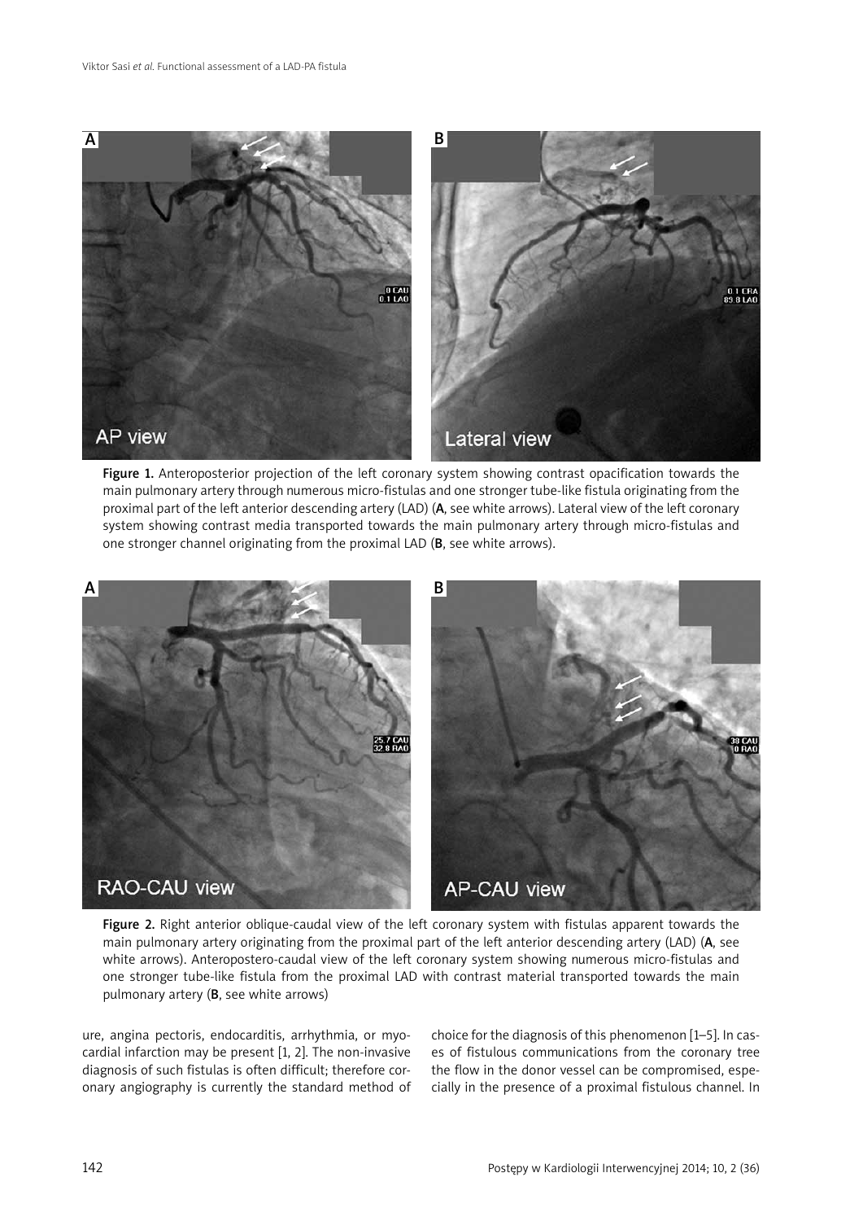Figure 1. Anteroposterior projection of the left coronary system showing contrast opacification towards the main pulmonary artery through numerous micro-fistulas and one stronger tube-like fistula originating from the proximal part of the left anterior descending artery (LAD) (**A**, see white arrows). Lateral view of the left coronary system showing contrast media transported towards the main pulmonary artery through micro-fistulas and one stronger channel originating from the proximal LAD (**B**, see white arrows).

Figure 2. Right anterior oblique-caudal view of the left coronary system with fistulas apparent towards the main pulmonary artery originating from the proximal part of the left anterior descending artery (LAD) (**A**, see white arrows). Anteropostero-caudal view of the left coronary system showing numerous micro-fistulas and one stronger tube-like fistula from the proximal LAD with contrast material transported towards the main pulmonary artery (**B**, see white arrows)

ure, angina pectoris, endocarditis, arrhythmia, or myocardial infarction may be present [1, 2]. The non-invasive diagnosis of such fistulas is often difficult; therefore coronary angiography is currently the standard method of choice for the diagnosis of this phenomenon [1–5]. In cases of fistulous communications from the coronary tree the flow in the donor vessel can be compromised, especially in the presence of a proximal fistulous channel. In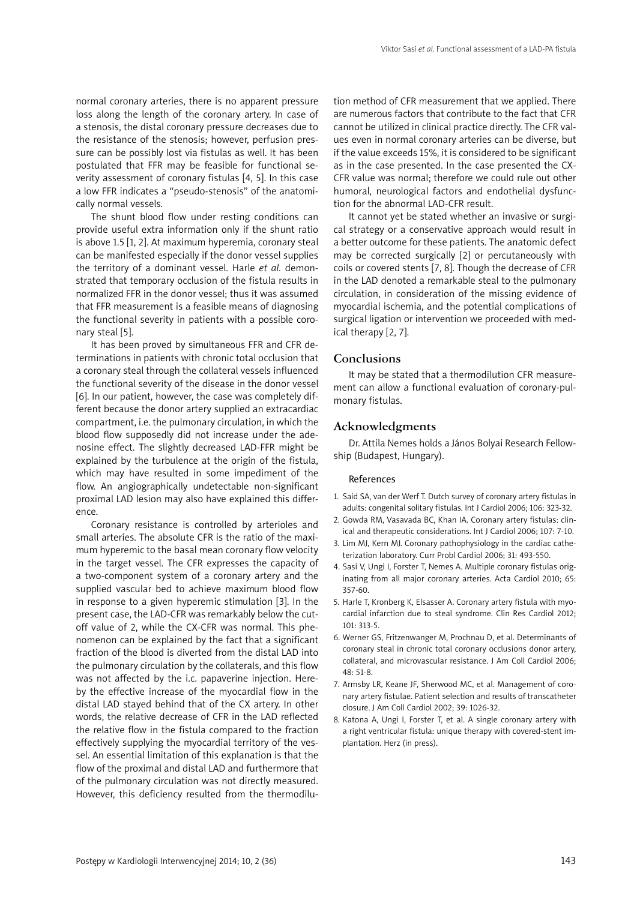normal coronary arteries, there is no apparent pressure loss along the length of the coronary artery. In case of a stenosis, the distal coronary pressure decreases due to the resistance of the stenosis; however, perfusion pressure can be possibly lost via fistulas as well. It has been postulated that FFR may be feasible for functional severity assessment of coronary fistulas [4, 5]. In this case a low FFR indicates a "pseudo-stenosis" of the anatomically normal vessels.

The shunt blood flow under resting conditions can provide useful extra information only if the shunt ratio is above 1.5 [1, 2]. At maximum hyperemia, coronary steal can be manifested especially if the donor vessel supplies the territory of a dominant vessel. Harle *et al.* demonstrated that temporary occlusion of the fistula results in normalized FFR in the donor vessel; thus it was assumed that FFR measurement is a feasible means of diagnosing the functional severity in patients with a possible coronary steal [5].

It has been proved by simultaneous FFR and CFR determinations in patients with chronic total occlusion that a coronary steal through the collateral vessels influenced the functional severity of the disease in the donor vessel [6]. In our patient, however, the case was completely different because the donor artery supplied an extracardiac compartment, i.e. the pulmonary circulation, in which the blood flow supposedly did not increase under the adenosine effect. The slightly decreased LAD-FFR might be explained by the turbulence at the origin of the fistula, which may have resulted in some impediment of the flow. An angiographically undetectable non-significant proximal LAD lesion may also have explained this difference.

Coronary resistance is controlled by arterioles and small arteries. The absolute CFR is the ratio of the maximum hyperemic to the basal mean coronary flow velocity in the target vessel. The CFR expresses the capacity of a two-component system of a coronary artery and the supplied vascular bed to achieve maximum blood flow in response to a given hyperemic stimulation [3]. In the present case, the LAD-CFR was remarkably below the cut-off value of 2, while the CX-CFR was normal. This phenomenon can be explained by the fact that a significant fraction of the blood is diverted from the distal LAD into the pulmonary circulation by the collaterals, and this flow was not affected by the i.c. papaverine injection. Hereby the effective increase of the myocardial flow in the distal LAD stayed behind that of the CX artery. In other words, the relative decrease of CFR in the LAD reflected the relative flow in the fistula compared to the fraction effectively supplying the myocardial territory of the vessel. An essential limitation of this explanation is that the flow of the proximal and distal LAD and furthermore that of the pulmonary circulation was not directly measured. However, this deficiency resulted from the thermodilution method of CFR measurement that we applied. There are numerous factors that contribute to the fact that CFR cannot be utilized in clinical practice directly. The CFR values even in normal coronary arteries can be diverse, but if the value exceeds 15%, it is considered to be significant as in the case presented. In the case presented the CX-CFR value was normal; therefore we could rule out other humoral, neurological factors and endothelial dysfunction for the abnormal LAD-CFR result.

It cannot yet be stated whether an invasive or surgical strategy or a conservative approach would result in a better outcome for these patients. The anatomic defect may be corrected surgically [2] or percutaneously with coils or covered stents [7, 8]. Though the decrease of CFR in the LAD denoted a remarkable steal to the pulmonary circulation, in consideration of the missing evidence of myocardial ischemia, and the potential complications of surgical ligation or intervention we proceeded with medical therapy [2, 7].

## Conclusions

It may be stated that a thermodilution CFR measurement can allow a functional evaluation of coronary-pulmonary fistulas.

## Acknowledgments

Dr. Attila Nemes holds a János Bolyai Research Fellowship (Budapest, Hungary).

#### References

1. Said SA, van der Werf T. Dutch survey of coronary artery fistulas in adults: congenital solitary fistulas. Int J Cardiol 2006; 106: 323-32.
2. Gowda RM, Vasavada BC, Khan IA. Coronary artery fistulas: clinical and therapeutic considerations. Int J Cardiol 2006; 107: 7-10.
3. Lim MJ, Kern MJ. Coronary pathophysiology in the cardiac catheterization laboratory. Curr Probl Cardiol 2006; 31: 493-550.
4. Sasi V, Ungi I, Forster T, Nemes A. Multiple coronary fistulas originating from all major coronary arteries. Acta Cardiol 2010; 65: 357-60.
5. Harle T, Kronberg K, Elsasser A. Coronary artery fistula with myocardial infarction due to steal syndrome. Clin Res Cardiol 2012; 101: 313-5.
6. Werner GS, Fritzenwanger M, Prochnau D, et al. Determinants of coronary steal in chronic total coronary occlusions donor artery, collateral, and microvascular resistance. J Am Coll Cardiol 2006; 48: 51-8.
7. Armsby LR, Keane JF, Sherwood MC, et al. Management of coronary artery fistulae. Patient selection and results of transcatheter closure. J Am Coll Cardiol 2002; 39: 1026-32.
8. Katona A, Ungi I, Forster T, et al. A single coronary artery with a right ventricular fistula: unique therapy with covered-stent implantation. Herz (in press).